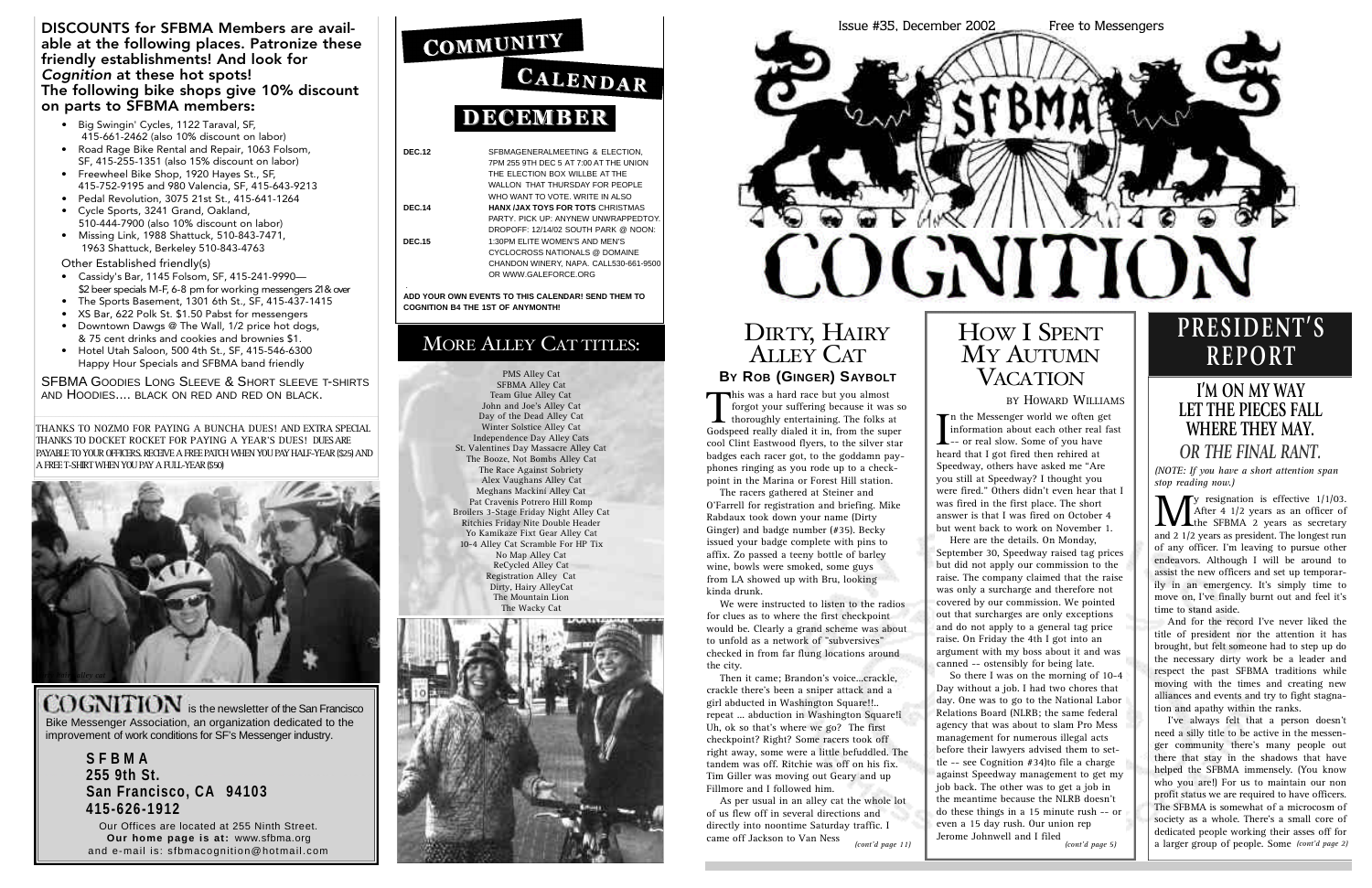**DISCOUNTS for SFBMA Members are available at the following places. Patronize these friendly establishments! And look for *Cognition* at these hot spots!**
**The following bike shops give 10% discount on parts to SFBMA members:**

- Big Swingin' Cycles, 1122 Taraval, SF, 415-661-2462 (also 10% discount on labor)
- Road Rage Bike Rental and Repair, 1063 Folsom, SF, 415-255-1351 (also 15% discount on labor)
- Freewheel Bike Shop, 1920 Hayes St., SF, 415-752-9195 and 980 Valencia, SF, 415-643-9213
- Pedal Revolution, 3075 21st St., 415-641-1264
- Cycle Sports, 3241 Grand, Oakland, 510-444-7900 (also 10% discount on labor)
- Missing Link, 1988 Shattuck, 510-843-7471, 1963 Shattuck, Berkeley 510-843-4763

Other Established friendly(s)

- Cassidy's Bar, 1145 Folsom, SF, 415-241-9990— $2 beer specials M-F, 6-8 pm for working messengers 21& over
- The Sports Basement, 1301 6th St., SF, 415-437-1415
- XS Bar, 622 Polk St. $1.50 Pabst for messengers
- Downtown Dawgs @ The Wall, 1/2 price hot dogs, & 75 cent drinks and cookies and brownies $1.
- Hotel Utah Saloon, 500 4th St., SF, 415-546-6300 Happy Hour Specials and SFBMA band friendly

SFBMA GOODIES LONG SLEEVE & SHORT SLEEVE T-SHIRTS AND HOODIES.... BLACK ON RED AND RED ON BLACK.

THANKS TO NOZMO FOR PAYING A BUNCHA DUES! AND EXTRA SPECIAL THANKS TO DOCKET ROCKET FOR PAYING A YEAR'S DUES! DUES ARE PAYABLE TO YOUR OFFICERS. RECEIVE A FREE PATCH WHEN YOU PAY HALF-YEAR ($25) AND A FREE T-SHIRT WHEN YOU PAY A FULL-YEAR ($50)

**COGNITION** is the newsletter of the San Francisco Bike Messenger Association, an organization dedicated to the improvement of work conditions for SF's Messenger industry.

**SFBMA**
**255 9th St.**
**San Francisco, CA 94103**
**415-626-1912**

Our Offices are located at 255 Ninth Street.
**Our home page is at:** www.sfbma.org
and e-mail is: sfbmacognition@hotmail.com

## COMMUNITY CALENDAR
## DECEMBER

**DEC.12** SFBMA GENERAL MEETING & ELECTION, 7PM 255 9TH DEC 5 AT 7:00 AT THE UNION THE ELECTION BOX WILL BE AT THE WALL ON THAT THURSDAY FOR PEOPLE WHO WANT TO VOTE. WRITE IN ALSO

**DEC.14** **HANX /JAX TOYS FOR TOTS** CHRISTMAS PARTY. PICK UP: ANYNEW UNWRAPPEDTOY. DROPOFF: 12/14/02 SOUTH PARK @ NOON:

**DEC.15** 1:30PM ELITE WOMEN'S AND MEN'S CYCLOCROSS NATIONALS @ DOMAINE CHANDON WINERY, NAPA. CALL530-661-9500 OR WWW.GALEFORCE.ORG

**ADD YOUR OWN EVENTS TO THIS CALENDAR! SEND THEM TO COGNITION B4 THE 1ST OF ANYMONTH!**

## MORE ALLEY CAT TITLES:

PMS Alley Cat
SFBMA Alley Cat
Team Glue Alley Cat
John and Joe's Alley Cat
Day of the Dead Alley Cat
Winter Solstice Alley Cat
Independence Day Alley Cats
St. Valentines Day Massacre Alley Cat
The Booze, Not Bombs Alley Cat
The Race Against Sobriety
Alex Vaughans Alley Cat
Meghans Mackini Alley Cat
Pat Cravenis Potrero Hill Romp
Broilers 3-Stage Friday Night Alley Cat
Ritchies Friday Nite Double Header
Yo Kamikaze Fixt Gear Alley Cat
10-4 Alley Cat Scramble For HP Tix
No Map Alley Cat
ReCycled Alley Cat
Registration Alley Cat
Dirty, Hairy AlleyCat
The Mountain Lion
The Wacky Cat

Issue #35, December 2002 — Free to Messengers

# SFBMA COGNITION

## DIRTY, HAIRY ALLEY CAT
### BY ROB (GINGER) SAYBOLT

This was a hard race but you almost forgot your suffering because it was so thoroughly entertaining. The folks at Godspeed really dialed it in, from the super cool Clint Eastwood flyers, to the silver star badges each racer got, to the goddamn payphones ringing as you rode up to a checkpoint in the Marina or Forest Hill station.

The racers gathered at Steiner and O'Farrell for registration and briefing. Mike Rabdaux took down your name (Dirty Ginger) and badge number (#35). Becky issued your badge complete with pins to affix. Zo passed a teeny bottle of barley wine, bowls were smoked, some guys from LA showed up with Bru, looking kinda drunk.

We were instructed to listen to the radios for clues as to where the first checkpoint would be. Clearly a grand scheme was about to unfold as a network of "subversives" checked in from far flung locations around the city.

Then it came; Brandon's voice...crackle, crackle there's been a sniper attack and a girl abducted in Washington Square!!.. repeat ... abduction in Washington Square!! Uh, ok so that's where we go? The first checkpoint? Right? Some racers took off right away, some were a little befuddled. The tandem was off. Ritchie was off on his fix. Tim Giller was moving out Geary and up Fillmore and I followed him.

As per usual in an alley cat the whole lot of us flew off in several directions and directly into noontime Saturday traffic. I came off Jackson to Van Ness *(cont'd page 11)*

## HOW I SPENT MY AUTUMN VACATION
### BY HOWARD WILLIAMS

In the Messenger world we often get information about each other real fast -- or real slow. Some of you have heard that I got fired then rehired at Speedway, others have asked me "Are you still at Speedway? I thought you were fired." Others didn't even hear that I was fired in the first place. The short answer is that I was fired on October 4 but went back to work on November 1.

Here are the details. On Monday, September 30, Speedway raised tag prices but did not apply our commission to the raise. The company claimed that the raise was only a surcharge and therefore not covered by our commission. We pointed out that surcharges are only exceptions and do not apply to a general tag price raise. On Friday the 4th I got into an argument with my boss about it and was canned -- ostensibly for being late.

So there I was on the morning of 10-4 Day without a job. I had two chores that day. One was to go to the National Labor Relations Board (NLRB; the same federal agency that was about to slam Pro Mess management for numerous illegal acts before their lawyers advised them to settle -- see Cognition #34)to file a charge against Speedway management to get my job back. The other was to get a job in the meantime because the NLRB doesn't do these things in a 15 minute rush -- or even a 15 day rush. Our union rep Jerome Johnwell and I filed *(cont'd page 5)*

## PRESIDENT'S REPORT

### I'M ON MY WAY LET THE PIECES FALL WHERE THEY MAY.
### *OR THE FINAL RANT.*

*(NOTE: If you have a short attention span stop reading now.)*

My resignation is effective 1/1/03. After 4 1/2 years as an officer of the SFBMA 2 years as secretary and 2 1/2 years as president. The longest run of any officer. I'm leaving to pursue other endeavors. Although I will be around to assist the new officers and set up temporarily in an emergency. It's simply time to move on, I've finally burnt out and feel it's time to stand aside.

And for the record I've never liked the title of president nor the attention it has brought, but felt someone had to step up do the necessary dirty work be a leader and respect the past SFBMA traditions while moving with the times and creating new alliances and events and try to fight stagnation and apathy within the ranks.

I've always felt that a person doesn't need a silly title to be active in the messenger community there's many people out there that stay in the shadows that have helped the SFBMA immensely. (You know who you are!) For us to maintain our non profit status we are required to have officers. The SFBMA is somewhat of a microcosm of society as a whole. There's a small core of dedicated people working their asses off for a larger group of people. Some *(cont'd page 2)*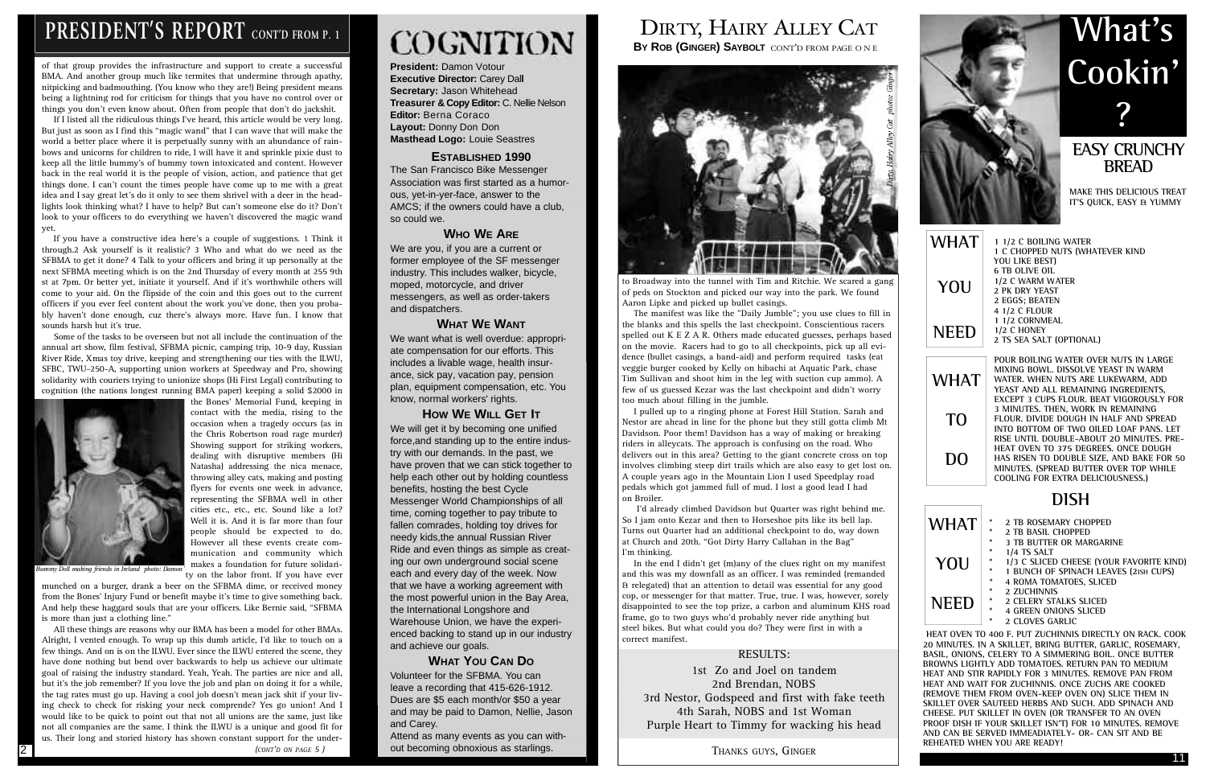# PRESIDENT'S REPORT CONT'D FROM P. 1

of that group provides the infrastructure and support to create a successful BMA. And another group much like termites that undermine through apathy, nitpicking and badmouthing. (You know who they are!) Being president means being a lightning rod for criticism for things that you have no control over or things you don't even know about. Often from people that don't do jackshit.

If I listed all the ridiculous things I've heard, this article would be very long. But just as soon as I find this "magic wand" that I can wave that will make the world a better place where it is perpetually sunny with an abundance of rainbows and unicorns for children to ride, I will have it and sprinkle pixie dust to keep all the little bummy's of bummy town intoxicated and content. However back in the real world it is the people of vision, action, and patience that get things done. I can't count the times people have come up to me with a great idea and I say great let's do it only to see them shrivel with a deer in the headlights look thinking what? I have to help? But can't someone else do it? Don't look to your officers to do everything we haven't discovered the magic wand yet.

If you have a constructive idea here's a couple of suggestions. 1 Think it through.2 Ask yourself is it realistic? 3 Who and what do we need as the SFBMA to get it done? 4 Talk to your officers and bring it up personally at the next SFBMA meeting which is on the 2nd Thursday of every month at 255 9th st at 7pm. Or better yet, initiate it yourself. And if it's worthwhile others will come to your aid. On the flipside of the coin and this goes out to the current officers if you ever feel content about the work you've done, then you probably haven't done enough, cuz there's always more. Have fun. I know that sounds harsh but it's true.

Some of the tasks to be overseen but not all include the continuation of the annual art show, film festival, SFBMA picnic, camping trip, 10-9 day, Russian River Ride, Xmas toy drive, keeping and strengthening our ties with the ILWU, SFBC, TWU-250-A, supporting union workers at Speedway and Pro, showing solidarity with couriers trying to unionize shops (Hi First Legal) contributing to cognition (the nations longest running BMA paper) keeping a solid $2000 in the Bones' Memorial Fund, keeping in contact with the media, rising to the occasion when a tragedy occurs (as in the Chris Robertson road rage murder) Showing support for striking workers, dealing with disruptive members (Hi Natasha) addressing the nica menace, throwing alley cats, making and posting flyers for events one week in advance, representing the SFBMA well in other cities etc., etc., etc. Sound like a lot? Well it is. And it is far more than four people should be expected to do. However all these events create communication and community which makes a foundation for future solidarity on the labor front. If you have ever munched on a burger, drank a beer on the SFBMA dime, or received money from the Bones' Injury Fund or benefit maybe it's time to give something back. And help these haggard souls that are your officers. Like Bernie said, "SFBMA is more than just a clothing line."

*Bummy Doll making friends in Ireland photo: Damon*

All these things are reasons why our BMA has been a model for other BMAs. Alright, I vented enough. To wrap up this dumb article, I'd like to touch on a few things. And on is on the ILWU. Ever since the ILWU entered the scene, they have done nothing but bend over backwards to help us achieve our ultimate goal of raising the industry standard. Yeah, Yeah. The parties are nice and all, but it's the job remember? If you love the job and plan on doing it for a while, the tag rates must go up. Having a cool job doesn't mean jack shit if your living check to check for risking your neck comprende? Yes go union! And I would like to be quick to point out that not all unions are the same, just like not all companies are the same. I think the ILWU is a unique and good fit for us. Their long and storied history has shown constant support for the under-

*(CONT'D ON PAGE 5 )*

# COGNITION

**President:** Damon Votour
**Executive Director:** Carey Dall
**Secretary:** Jason Whitehead
**Treasurer & Copy Editor:** C. Nellie Nelson
**Editor:** Berna Coraco
**Layout:** Donny Don Don
**Masthead Logo:** Louie Seastres

## ESTABLISHED 1990

The San Francisco Bike Messenger Association was first started as a humorous, yet-in-yer-face, answer to the AMCS; if the owners could have a club, so could we.

## WHO WE ARE

We are you, if you are a current or former employee of the SF messenger industry. This includes walker, bicycle, moped, motorcycle, and driver messengers, as well as order-takers and dispatchers.

## WHAT WE WANT

We want what is well overdue: appropriate compensation for our efforts. This includes a livable wage, health insurance, sick pay, vacation pay, pension plan, equipment compensation, etc. You know, normal workers' rights.

## HOW WE WILL GET IT

We will get it by becoming one unified force,and standing up to the entire industry with our demands. In the past, we have proven that we can stick together to help each other out by holding countless benefits, hosting the best Cycle Messenger World Championships of all time, coming together to pay tribute to fallen comrades, holding toy drives for needy kids,the annual Russian River Ride and even things as simple as creating our own underground social scene each and every day of the week. Now that we have a working agreement with the most powerful union in the Bay Area, the International Longshore and Warehouse Union, we have the experienced backing to stand up in our industry and achieve our goals.

## WHAT YOU CAN DO

Volunteer for the SFBMA. You can leave a recording that 415-626-1912. Dues are $5 each month/or $50 a year and may be paid to Damon, Nellie, Jason and Carey.
Attend as many events as you can without becoming obnoxious as starlings.

# DIRTY, HAIRY ALLEY CAT

**BY ROB (GINGER) SAYBOLT** CONT'D FROM PAGE ONE

*Dirty, Hairy Alley Cat photo: Ginger*

to Broadway into the tunnel with Tim and Ritchie. We scared a gang of peds on Stockton and picked our way into the park. We found Aaron Lipke and picked up bullet casings.

The manifest was like the "Daily Jumble"; you use clues to fill in the blanks and this spells the last checkpoint. Conscientious racers spelled out K E Z A R. Others made educated guesses, perhaps based on the movie. Racers had to go to all checkpoints, pick up all evidence (bullet casings, a band-aid) and perform required tasks (eat veggie burger cooked by Kelly on hibachi at Aquatic Park, chase Tim Sullivan and shoot him in the leg with suction cup ammo). A few of us guessed Kezar was the last checkpoint and didn't worry too much about filling in the jumble.

I pulled up to a ringing phone at Forest Hill Station. Sarah and Nestor are ahead in line for the phone but they still gotta climb Mt Davidson. Poor them! Davidson has a way of making or breaking riders in alleycats. The approach is confusing on the road. Who delivers out in this area? Getting to the giant concrete cross on top involves climbing steep dirt trails which are also easy to get lost on. A couple years ago in the Mountain Lion I used Speedplay road pedals which got jammed full of mud. I lost a good lead I had on Broiler.

I'd already climbed Davidson but Quarter was right behind me. So I jam onto Kezar and then to Horseshoe pits like its bell lap. Turns out Quarter had an additional checkpoint to do, way down at Church and 20th. "Got Dirty Harry Callahan in the Bag" I'm thinking.

In the end I didn't get (m)any of the clues right on my manifest and this was my downfall as an officer. I was reminded (remanded & relegated) that an attention to detail was essential for any good cop, or messenger for that matter. True, true. I was, however, sorely disappointed to see the top prize, a carbon and aluminum KHS road frame, go to two guys who'd probably never ride anything but steel bikes. But what could you do? They were first in with a correct manifest.

RESULTS:

1st Zo and Joel on tandem
2nd Brendan, NOBS
3rd Nestor, Godspeed and first with fake teeth
4th Sarah, NOBS and 1st Woman
Purple Heart to Timmy for wacking his head

THANKS GUYS, GINGER

# What's Cookin'?

## EASY CRUNCHY BREAD

MAKE THIS DELICIOUS TREAT IT'S QUICK, EASY & YUMMY

**WHAT YOU NEED**

1 1/2 C BOILING WATER
1 C CHOPPED NUTS (WHATEVER KIND YOU LIKE BEST)
6 TB OLIVE OIL
1/2 C WARM WATER
2 PK DRY YEAST
2 EGGS; BEATEN
4 1/2 C FLOUR
1 1/2 CORNMEAL
1/2 C HONEY
2 TS SEA SALT (OPTIONAL)

**WHAT TO DO**

POUR BOILING WATER OVER NUTS IN LARGE MIXING BOWL. DISSOLVE YEAST IN WARM WATER. WHEN NUTS ARE LUKEWARM, ADD YEAST AND ALL REMAINING INGREDIENTS, EXCEPT 3 CUPS FLOUR. BEAT VIGOROUSLY FOR 3 MINUTES. THEN, WORK IN REMAINING FLOUR. DIVIDE DOUGH IN HALF AND SPREAD INTO BOTTOM OF TWO OILED LOAF PANS. LET RISE UNTIL DOUBLE-ABOUT 20 MINUTES. PRE-HEAT OVEN TO 375 DEGREES. ONCE DOUGH HAS RISEN TO DOUBLE SIZE, AND BAKE FOR 50 MINUTES. (SPREAD BUTTER OVER TOP WHILE COOLING FOR EXTRA DELICIOUSNESS.)

## DISH

**WHAT YOU NEED**

* 2 TB ROSEMARY CHOPPED
* 2 TB BASIL CHOPPED
* 3 TB BUTTER OR MARGARINE
* 1/4 TS SALT
* 1/3 C SLICED CHEESE (YOUR FAVORITE KIND)
* 1 BUNCH OF SPINACH LEAVES (2ISH CUPS)
* 4 ROMA TOMATOES, SLICED
* 2 ZUCHINNIS
* 2 CELERY STALKS SLICED
* 4 GREEN ONIONS SLICED
* 2 CLOVES GARLIC

HEAT OVEN TO 400 F. PUT ZUCHINNIS DIRECTLY ON RACK. COOK 20 MINUTES. IN A SKILLET, BRING BUTTER, GARLIC, ROSEMARY, BASIL, ONIONS, CELERY TO A SIMMERING BOIL. ONCE BUTTER BROWNS LIGHTLY ADD TOMATOES. RETURN PAN TO MEDIUM HEAT AND STIR RAPIDLY FOR 3 MINUTES. REMOVE PAN FROM HEAT AND WAIT FOR ZUCHINNIS. ONCE ZUCHS ARE COOKED (REMOVE THEM FROM OVEN-KEEP OVEN ON) SLICE THEM IN SKILLET OVER SAUTEED HERBS AND SUCH. ADD SPINACH AND CHEESE. PUT SKILLET IN OVEN (OR TRANSFER TO AN OVEN PROOF DISH IF YOUR SKILLET ISN'T) FOR 10 MINUTES. REMOVE AND CAN BE SERVED IMMEADIATELY- OR- CAN SIT AND BE REHEATED WHEN YOU ARE READY!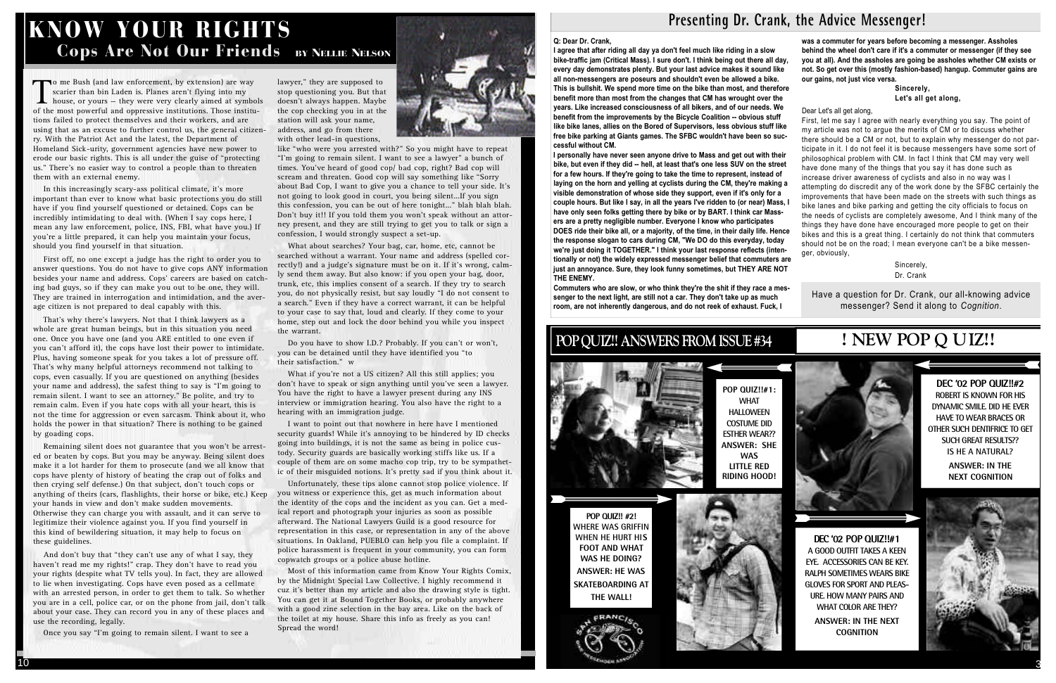# KNOW YOUR RIGHTS

## Cops Are Not Our Friends

**BY NELLIE NELSON**

To me Bush (and law enforcement, by extension) are way scarier than bin Laden is. Planes aren't flying into my house, or yours – they were very clearly aimed at symbols of the most powerful and oppressive institutions. Those institutions failed to protect themselves and their workers, and are using that as an excuse to further control us, the general citizenry. With the Patriot Act and the latest, the Department of Homeland Sick-urity, government agencies have new power to erode our basic rights. This is all under the guise of "protecting us." There's no easier way to control a people than to threaten them with an external enemy.

In this increasingly scary-ass political climate, it's more important than ever to know what basic protections you do still have if you find yourself questioned or detained. Cops can be incredibly intimidating to deal with. (When I say cops here, I mean any law enforcement, police, INS, FBI, what have you.) If you're a little prepared, it can help you maintain your focus, should you find yourself in that situation.

First off, no one except a judge has the right to order you to answer questions. You do not have to give cops ANY information besides your name and address. Cops' careers are based on catching bad guys, so if they can make you out to be one, they will. They are trained in interrogation and intimidation, and the average citizen is not prepared to deal capably with this.

That's why there's lawyers. Not that I think lawyers as a whole are great human beings, but in this situation you need one. Once you have one (and you ARE entitled to one even if you can't afford it), the cops have lost their power to intimidate. Plus, having someone speak for you takes a lot of pressure off. That's why many helpful attorneys recommend not talking to cops, even casually. If you are questioned on anything (besides your name and address), the safest thing to say is "I'm going to remain silent. I want to see an attorney." Be polite, and try to remain calm. Even if you hate cops with all your heart, this is not the time for aggression or even sarcasm. Think about it, who holds the power in that situation? There is nothing to be gained by goading cops.

Remaining silent does not guarantee that you won't be arrested or beaten by cops. But you may be anyway. Being silent does make it a lot harder for them to prosecute (and we all know that cops have plenty of history of beating the crap out of folks and then crying self defense.) On that subject, don't touch cops or anything of theirs (cars, flashlights, their horse or bike, etc.) Keep your hands in view and don't make sudden movements. Otherwise they can charge you with assault, and it can serve to legitimize their violence against you. If you find yourself in this kind of bewildering situation, it may help to focus on these guidelines.

And don't buy that "they can't use any of what I say, they haven't read me my rights!" crap. They don't have to read you your rights (despite what TV tells you). In fact, they are allowed to lie when investigating. Cops have even posed as a cellmate with an arrested person, in order to get them to talk. So whether you are in a cell, police car, or on the phone from jail, don't talk about your case. They can record you in any of these places and use the recording, legally.

Once you say "I'm going to remain silent. I want to see a lawyer," they are supposed to stop questioning you. But that doesn't always happen. Maybe the cop checking you in at the station will ask your name, address, and go from there with other lead-in questions, like "who were you arrested with?" So you might have to repeat "I'm going to remain silent. I want to see a lawyer" a bunch of times. You've heard of good cop/ bad cop, right? Bad cop will scream and threaten. Good cop will say something like "Sorry about Bad Cop, I want to give you a chance to tell your side. It's not going to look good in court, you being silent...If you sign this confession, you can be out of here tonight..." blah blah blah. Don't buy it!! If you told them you won't speak without an attorney present, and they are still trying to get you to talk or sign a confession, I would strongly suspect a set-up.

What about searches? Your bag, car, home, etc, cannot be searched without a warrant. Your name and address (spelled correctly!) and a judge's signature must be on it. If it's wrong, calmly send them away. But also know: if you open your bag, door, trunk, etc, this implies consent of a search. If they try to search you, do not physically resist, but say loudly "I do not consent to a search." Even if they have a correct warrant, it can be helpful to your case to say that, loud and clearly. If they come to your home, step out and lock the door behind you while you inspect the warrant.

Do you have to show I.D.? Probably. If you can't or won't, you can be detained until they have identified you "to their satisfaction."

What if you're not a US citizen? All this still applies; you don't have to speak or sign anything until you've seen a lawyer. You have the right to have a lawyer present during any INS interview or immigration hearing. You also have the right to a hearing with an immigration judge.

I want to point out that nowhere in here have I mentioned security guards! While it's annoying to be hindered by ID checks going into buildings, it is not the same as being in police custody. Security guards are basically working stiffs like us. If a couple of them are on some macho cop trip, try to be sympathetic of their misguided notions. It's pretty sad if you think about it.

Unfortunately, these tips alone cannot stop police violence. If you witness or experience this, get as much information about the identity of the cops and the incident as you can. Get a medical report and photograph your injuries as soon as possible afterward. The National Lawyers Guild is a good resource for representation in this case, or representation in any of the above situations. In Oakland, PUEBLO can help you file a complaint. If police harassment is frequent in your community, you can form copwatch groups or a police abuse hotline.

Most of this information came from Know Your Rights Comix, by the Midnight Special Law Collective. I highly recommend it cuz it's better than my article and also the drawing style is tight. You can get it at Bound Together Books, or probably anywhere with a good zine selection in the bay area. Like on the back of the toilet at my house. Share this info as freely as you can! Spread the word!

# Presenting Dr. Crank, the Advice Messenger!

**Q: Dear Dr. Crank,**

**I agree that after riding all day ya don't feel much like riding in a slow bike-traffic jam (Critical Mass). I sure don't. I think being out there all day, every day demonstrates plenty. But your last advice makes it sound like all non-messengers are poseurs and shouldn't even be allowed a bike. This is bullshit. We spend more time on the bike than most, and therefore benefit more than most from the changes that CM has wrought over the years. Like increased consciousness of all bikers, and of our needs. We benefit from the improvements by the Bicycle Coalition -- obvious stuff like bike lanes, allies on the Bored of Supervisors, less obvious stuff like free bike parking at Giants games. The SFBC wouldn't have been so successful without CM.**

**I personally have never seen anyone drive to Mass and get out with their bike, but even if they did -- hell, at least that's one less SUV on the street for a few hours. If they're going to take the time to represent, instead of laying on the horn and yelling at cyclists during the CM, they're making a visible demonstration of whose side they support, even if it's only for a couple hours. But like I say, in all the years I've ridden to (or near) Mass, I have only seen folks getting there by bike or by BART. I think car Massers are a pretty negligible number. Everyone I know who participates DOES ride their bike all, or a majority, of the time, in their daily life. Hence the response slogan to cars during CM, "We DO do this everyday, today we're just doing it TOGETHER." I think your last response reflects (intentionally or not) the widely expressed messenger belief that commuters are just an annoyance. Sure, they look funny sometimes, but THEY ARE NOT THE ENEMY.**

**Commuters who are slow, or who think they're the shit if they race a messenger to the next light, are still not a car. They don't take up as much room, are not inherently dangerous, and do not reek of exhaust. Fuck, I was a commuter for years before becoming a messenger. Assholes behind the wheel don't care if it's a commuter or messenger (if they see you at all). And the assholes are going be assholes whether CM exists or not. So get over this (mostly fashion-based) hangup. Commuter gains are our gains, not just vice versa.**

**Sincerely,**
**Let's all get along,**

Dear Let's all get along,

First, let me say I agree with nearly everything you say. The point of my article was not to argue the merits of CM or to discuss whether there should be a CM or not, but to explain why messenger do not participate in it. I do not feel it is because messengers have some sort of philosophical problem with CM. In fact I think that CM may very well have done many of the things that you say it has done such as increase driver awareness of cyclists and also in no way was I attempting do discredit any of the work done by the SFBC certainly the improvements that have been made on the streets with such things as bike lanes and bike parking and getting the city officials to focus on the needs of cyclists are completely awesome, And I think many of the things they have done have encouraged more people to get on their bikes and this is a great thing. I certainly do not think that commuters should not be on the road; I mean everyone can't be a bike messenger, obviously,

Sincerely,
Dr. Crank

Have a question for Dr. Crank, our all-knowing advice messenger? Send it along to *Cognition*.

## POP QUIZ!! ANSWERS FROM ISSUE #34

**POP QUIZ!!#1:** WHAT HALLOWEEN COSTUME DID ESTHER WEAR?? **ANSWER: SHE WAS LITTLE RED RIDING HOOD!**

**POP QUIZ!! #2!** WHERE WAS GRIFFIN WHEN HE HURT HIS FOOT AND WHAT WAS HE DOING? **ANSWER: HE WAS SKATEBOARDING AT THE WALL!**

## ! NEW POP QUIZ!!

**DEC '02 POP QUIZ!!#2** ROBERT IS KNOWN FOR HIS DYNAMIC SMILE. DID HE EVER HAVE TO WEAR BRACES OR OTHER SUCH DENTIFRICE TO GET SUCH GREAT RESULTS?? IS HE A NATURAL? **ANSWER: IN THE NEXT COGNITION**

**DEC '02 POP QUIZ!!#1** A GOOD OUTFIT TAKES A KEEN EYE. ACCESSORIES CAN BE KEY. RALPH SOMETIMES WEARS BIKE GLOVES FOR SPORT AND PLEASURE. HOW MANY PAIRS AND WHAT COLOR ARE THEY? **ANSWER: IN THE NEXT COGNITION**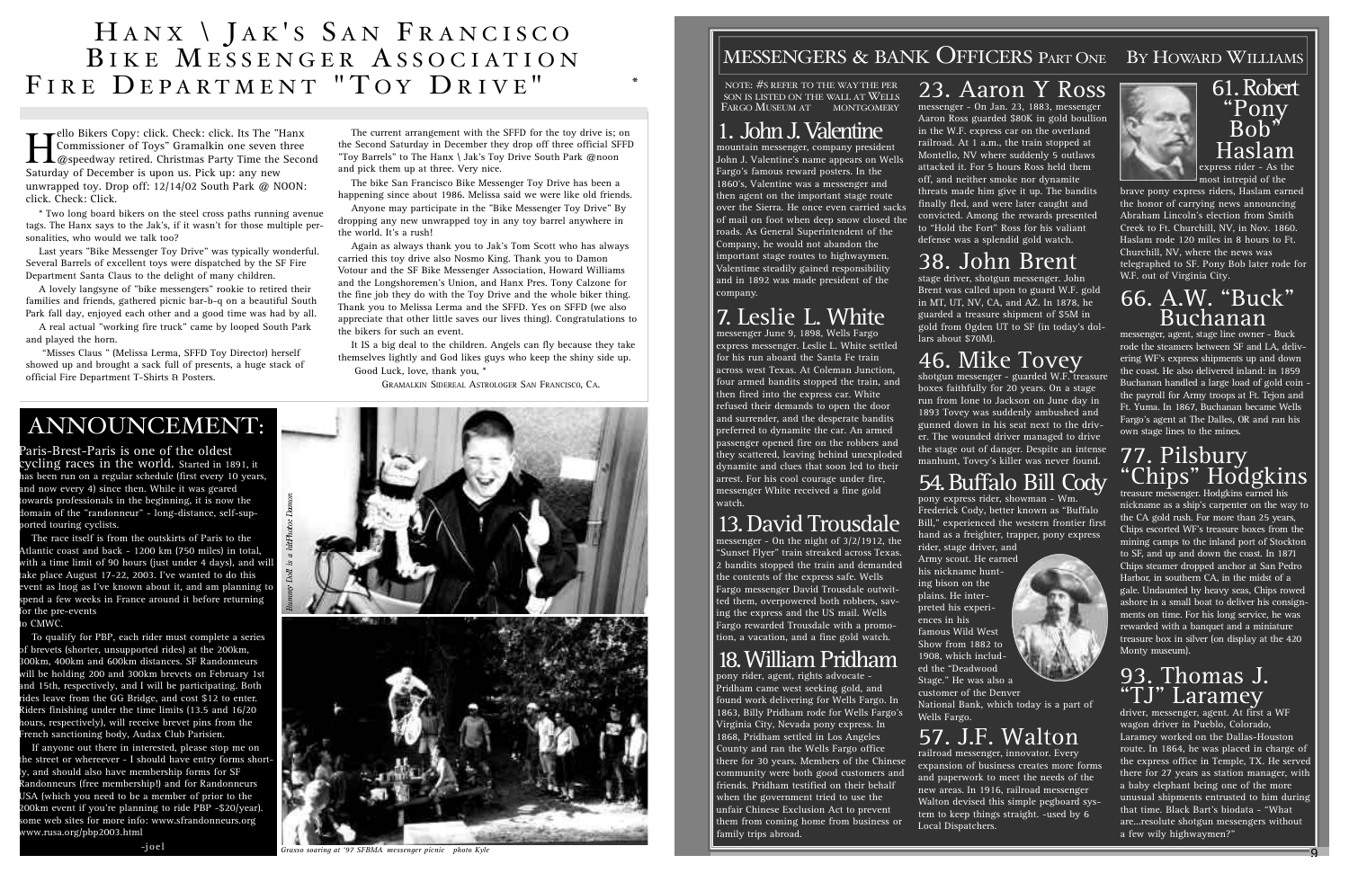# Hanx \ Jak's San Francisco Bike Messenger Association Fire Department "Toy Drive"

Hello Bikers Copy: click. Check: click. Its The "Hanx Commissioner of Toys" Gramalkin one seven three @speedway retired. Christmas Party Time the Second Saturday of December is upon us. Pick up: any new unwrapped toy. Drop off: 12/14/02 South Park @ NOON: click. Check: Click.

* Two long board bikers on the steel cross paths running avenue tags. The Hanx says to the Jak's, if it wasn't for those multiple personalities, who would we talk too?

Last years "Bike Messenger Toy Drive" was typically wonderful. Several Barrels of excellent toys were dispatched by the SF Fire Department Santa Claus to the delight of many children.

A lovely langsyne of "bike messengers" rookie to retired their families and friends, gathered picnic bar-b-q on a beautiful South Park fall day, enjoyed each other and a good time was had by all.

A real actual "working fire truck" came by looped South Park and played the horn.

"Misses Claus " (Melissa Lerma, SFFD Toy Director) herself showed up and brought a sack full of presents, a huge stack of official Fire Department T-Shirts & Posters.

The current arrangement with the SFFD for the toy drive is; on the Second Saturday in December they drop off three official SFFD "Toy Barrels" to The Hanx \ Jak's Toy Drive South Park @noon and pick them up at three. Very nice.

The bike San Francisco Bike Messenger Toy Drive has been a happening since about 1986. Melissa said we were like old friends.

Anyone may participate in the "Bike Messenger Toy Drive" By dropping any new unwrapped toy in any toy barrel anywhere in the world. It's a rush!

Again as always thank you to Jak's Tom Scott who has always carried this toy drive also Nosmo King. Thank you to Damon Votour and the SF Bike Messenger Association, Howard Williams and the Longshoremen's Union, and Hanx Pres. Tony Calzone for the fine job they do with the Toy Drive and the whole biker thing. Thank you to Melissa Lerma and the SFFD. Yes on SFFD (we also appreciate that other little saves our lives thing). Congratulations to the bikers for such an event.

It IS a big deal to the children. Angels can fly because they take themselves lightly and God likes guys who keep the shiny side up.

Good Luck, love, thank you, "

Gramalkin Sidereal Astrologer San Francisco, Ca.

## ANNOUNCEMENT:

Paris-Brest-Paris is one of the oldest cycling races in the world. Started in 1891, it has been run on a regular schedule (first every 10 years, and now every 4) since then. While it was geared towards professionals in the beginning, it is now the domain of the "randonneur" - long-distance, self-supported touring cyclists.

The race itself is from the outskirts of Paris to the Atlantic coast and back - 1200 km (750 miles) in total, with a time limit of 90 hours (just under 4 days), and will take place August 17-22, 2003. I've wanted to do this event as lnog as I've known about it, and am planning to spend a few weeks in France around it before returning for the pre-events to CMWC.

To qualify for PBP, each rider must complete a series of brevets (shorter, unsupported rides) at the 200km, 300km, 400km and 600km distances. SF Randonneurs will be holding 200 and 300km brevets on February 1st and 15th, respectively, and I will be participating. Both rides leave from the GG Bridge, and cost $12 to enter. Riders finishing under the time limits (13.5 and 16/20 hours, respectively), will receive brevet pins from the French sanctioning body, Audax Club Parisien.

If anyone out there in interested, please stop me on the street or whereever - I should have entry forms shortly, and should also have membership forms for SF Randonneurs (free membership!) and for Randonneurs USA (which you need to be a member of prior to the 200km event if you're planning to ride PBP -$20/year). some web sites for more info: www.sfrandonneurs.org www.rusa.org/pbp2003.html

-joel

*Bunney Doll is a hit Photo: Damon*

*Grasso soaring at '97 SFBMA messenger picnic photo Kyle*

## Messengers & Bank Officers Part One — By Howard Williams

Note: #s refer to the way the person is listed on the wall at Wells Fargo Museum at Montgomery

### 1. John J. Valentine

mountain messenger, company president John J. Valentine's name appears on Wells Fargo's famous reward posters. In the 1860's, Valentine was a messenger and then agent on the important stage route over the Sierra. He once even carried sacks of mail on foot when deep snow closed the roads. As General Superintendent of the Company, he would not abandon the important stage routes to highwaymen. Valentine steadily gained responsibility and in 1892 was made president of the company.

### 7. Leslie L. White

messenger June 9, 1898, Wells Fargo express messenger. Leslie L. White settled for his run aboard the Santa Fe train across west Texas. At Coleman Junction, four armed bandits stopped the train, and then fired into the express car. White refused their demands to open the door and surrender, and the desperate bandits preferred to dynamite the car. An armed passenger opened fire on the robbers and they scattered, leaving behind unexploded dynamite and clues that soon led to their arrest. For his cool courage under fire, messenger White received a fine gold watch.

### 13. David Trousdale

messenger - On the night of 3/2/1912, the "Sunset Flyer" train streaked across Texas. 2 bandits stopped the train and demanded the contents of the express safe. Wells Fargo messenger David Trousdale outwitted them, overpowered both robbers, saving the express and the US mail. Wells Fargo rewarded Trousdale with a promotion, a vacation, and a fine gold watch.

### 18. William Pridham

pony rider, agent, rights advocate - Pridham came west seeking gold, and found work delivering for Wells Fargo. In 1863, Billy Pridham rode for Wells Fargo's Virginia City, Nevada pony express. In 1868, Pridham settled in Los Angeles County and ran the Wells Fargo office there for 30 years. Members of the Chinese community were both good customers and friends. Pridham testified on their behalf when the government tried to use the unfair Chinese Exclusion Act to prevent them from coming home from business or family trips abroad.

### 23. Aaron Y Ross

messenger - On Jan. 23, 1883, messenger Aaron Ross guarded $80K in gold boullion in the W.F. express car on the overland railroad. At 1 a.m., the train stopped at Montello, NV where suddenly 5 outlaws attacked it. For 5 hours Ross held them off, and neither smoke nor dynamite threats made him give it up. The bandits finally fled, and were later caught and convicted. Among the rewards presented to "Hold the Fort" Ross for his valiant defense was a splendid gold watch.

### 38. John Brent

stage driver, shotgun messenger. John Brent was called upon to guard W.F. gold in MT, UT, NV, CA, and AZ. In 1878, he guarded a treasure shipment of $5M in gold from Ogden UT to SF (in today's dollars about $70M).

### 46. Mike Tovey

shotgun messenger - guarded W.F. treasure boxes faithfully for 20 years. On a stage run from Ione to Jackson on June day in 1893 Tovey was suddenly ambushed and gunned down in his seat next to the driver. The wounded driver managed to drive the stage out of danger. Despite an intense manhunt, Tovey's killer was never found.

### 54. Buffalo Bill Cody

pony express rider, showman - Wm. Frederick Cody, better known as "Buffalo Bill," experienced the western frontier first hand as a freighter, trapper, pony express rider, stage driver, and Army scout. He earned his nickname hunting bison on the plains. He interpreted his experiences in his famous Wild West Show from 1882 to 1908, which included the "Deadwood Stage." He was also a customer of the Denver National Bank, which today is a part of Wells Fargo.

### 57. J.F. Walton

railroad messenger, innovator. Every expansion of business creates more forms and paperwork to meet the needs of the new areas. In 1916, railroad messenger Walton devised this simple pegboard system to keep things straight. -used by 6 Local Dispatchers.

### 61. Robert "Pony Bob" Haslam

express rider - As the most intrepid of the brave pony express riders, Haslam earned the honor of carrying news announcing Abraham Lincoln's election from Smith Creek to Ft. Churchill, NV, in Nov. 1860. Haslam rode 120 miles in 8 hours to Ft. Churchill, NV, where the news was telegraphed to SF. Pony Bob later rode for W.F. out of Virginia City.

### 66. A.W. "Buck" Buchanan

messenger, agent, stage line owner - Buck rode the steamers between SF and LA, delivering WF's express shipments up and down the coast. He also delivered inland: in 1859 Buchanan handled a large load of gold coin - the payroll for Army troops at Ft. Tejon and Ft. Yuma. In 1867, Buchanan became Wells Fargo's agent at The Dalles, OR and ran his own stage lines to the mines.

### 77. Pilsbury "Chips" Hodgkins

treasure messenger. Hodgkins earned his nickname as a ship's carpenter on the way to the CA gold rush. For more than 25 years, Chips escorted WF's treasure boxes from the mining camps to the inland port of Stockton to SF, and up and down the coast. In 1871 Chips steamer dropped anchor at San Pedro Harbor, in southern CA, in the midst of a gale. Undaunted by heavy seas, Chips rowed ashore in a small boat to deliver his consignments on time. For his long service, he was rewarded with a banquet and a miniature treasure box in silver (on display at the 420 Monty museum).

### 93. Thomas J. "TJ" Laramey

driver, messenger, agent. At first a WF wagon driver in Pueblo, Colorado, Laramey worked on the Dallas-Houston route. In 1864, he was placed in charge of the express office in Temple, TX. He served there for 27 years as station manager, with a baby elephant being one of the more unusual shipments entrusted to him during that time. Black Bart's biodata - "What are...resolute shotgun messengers without a few wily highwaymen?"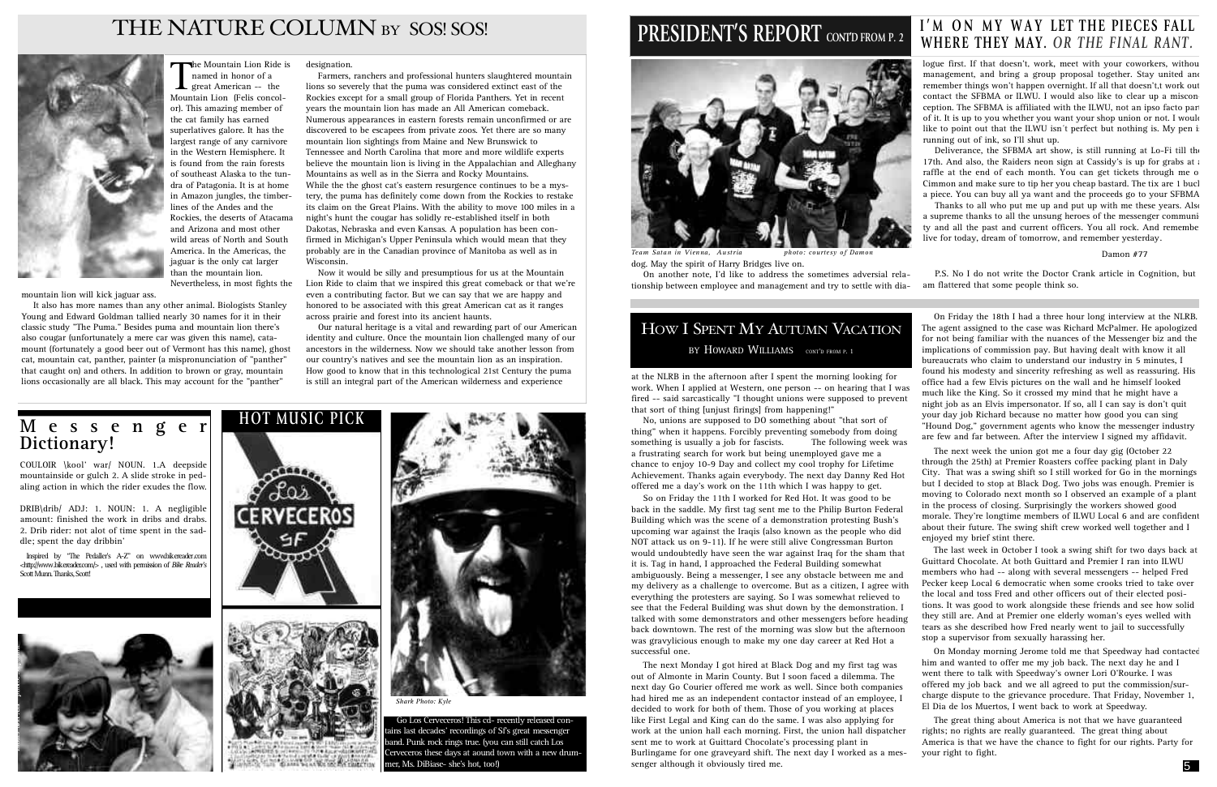# THE NATURE COLUMN BY SOS! SOS!

The Mountain Lion Ride is named in honor of a great American -- the Mountain Lion (Felis concolor). This amazing member of the cat family has earned superlatives galore. It has the largest range of any carnivore in the Western Hemisphere. It is found from the rain forests of southeast Alaska to the tundra of Patagonia. It is at home in Amazon jungles, the timberlines of the Andes and the Rockies, the deserts of Atacama and Arizona and most other wild areas of North and South America. In the Americas, the jaguar is the only cat larger than the mountain lion. Nevertheless, in most fights the mountain lion will kick jaguar ass.

It also has more names than any other animal. Biologists Stanley Young and Edward Goldman tallied nearly 30 names for it in their classic study "The Puma." Besides puma and mountain lion there's also cougar (unfortunately a mere car was given this name), catamount (fortunately a good beer out of Vermont has this name), ghost cat, mountain cat, panther, painter (a mispronunciation of "panther" that caught on) and others. In addition to brown or gray, mountain lions occasionally are all black. This may account for the "panther" designation.

Farmers, ranchers and professional hunters slaughtered mountain lions so severely that the puma was considered extinct east of the Rockies except for a small group of Florida Panthers. Yet in recent years the mountain lion has made an All American comeback. Numerous appearances in eastern forests remain unconfirmed or are discovered to be escapees from private zoos. Yet there are so many mountain lion sightings from Maine and New Brunswick to Tennessee and North Carolina that more and more wildlife experts believe the mountain lion is living in the Appalachian and Alleghany Mountains as well as in the Sierra and Rocky Mountains.
While the the ghost cat's eastern resurgence continues to be a mystery, the puma has definitely come down from the Rockies to restake its claim on the Great Plains. With the ability to move 100 miles in a night's hunt the cougar has solidly re-established itself in both Dakotas, Nebraska and even Kansas. A population has been confirmed in Michigan's Upper Peninsula which would mean that they probably are in the Canadian province of Manitoba as well as in Wisconsin.

Now it would be silly and presumptious for us at the Mountain Lion Ride to claim that we inspired this great comeback or that we're even a contributing factor. But we can say that we are happy and honored to be associated with this great American cat as it ranges across prairie and forest into its ancient haunts.

Our natural heritage is a vital and rewarding part of our American identity and culture. Once the mountain lion challenged many of our ancestors in the wilderness. Now we should take another lesson from our country's natives and see the mountain lion as an inspiration. How good to know that in this technological 21st Century the puma is still an integral part of the American wilderness and experience

## Messenger Dictionary!

COULOIR \kool' war/ NOUN. 1.A deepside mountainside or gulch 2. A slide stroke in pedaling action in which the rider exudes the flow.

DRIB\drib/ ADJ: 1. NOUN: 1. A negligible amount: finished the work in dribs and drabs. 2. Drib rider: not alot of time spent in the saddle; spent the day dribbin'

Inspired by "The Pedaller's A-Z" on www.bikereader.com <http://www.bikereader.com/> , used with permission of *Bike Reader's* Scott Munn. Thanks, Scott!

## HOT MUSIC PICK

*Shark Photo: Kyle*

Go Los Cerveceros! This cd- recently released contains last decades' recordings of SF's great messenger band. Punk rock rings true. (you can still catch Los Cerveceros these days at aound town with a new drummer, Ms. DiBiase- she's hot, too!)

# PRESIDENT'S REPORT CONT'D FROM P. 2

*Team Satan in Vienna, Austria* *photo: courtesy of Damon*

dog. May the spirit of Harry Bridges live on.

On another note, I'd like to address the sometimes adversial relationship between employee and management and try to settle with dialogue first. If that doesn't, work, meet with your coworkers, without management, and bring a group proposal together. Stay united and remember things won't happen overnight. If all that doesn't,t work out contact the SFBMA or ILWU. I would also like to clear up a misconception. The SFBMA is affiliated with the ILWU, not an ipso facto part of it. It is up to you whether you want your shop union or not. I would like to point out that the ILWU isn´t perfect but nothing is. My pen is running out of ink, so I'll shut up.

# I'M ON MY WAY LET THE PIECES FALL WHERE THEY MAY. *OR THE FINAL RANT.*

Deliverance, the SFBMA art show, is still running at Lo-Fi till the 17th. And also, the Raiders neon sign at Cassidy's is up for grabs at a raffle at the end of each month. You can get tickets through me or Cimmon and make sure to tip her you cheap bastard. The tix are 1 buck a piece. You can buy all ya want and the proceeds go to your SFBMA.

Thanks to all who put me up and put up with me these years. Also a supreme thanks to all the unsung heroes of the messenger community and all the past and current officers. You all rock. And remember live for today, dream of tomorrow, and remember yesterday.

Damon #77

P.S. No I do not write the Doctor Crank article in Cognition, but am flattered that some people think so.

## HOW I SPENT MY AUTUMN VACATION

BY HOWARD WILLIAMS CONT'D FROM P. 1

at the NLRB in the afternoon after I spent the morning looking for work. When I applied at Western, one person -- on hearing that I was fired -- said sarcastically "I thought unions were supposed to prevent that sort of thing [unjust firings] from happening!"

No, unions are supposed to DO something about "that sort of thing" when it happens. Forcibly preventing somebody from doing something is usually a job for fascists. The following week was a frustrating search for work but being unemployed gave me a chance to enjoy 10-9 Day and collect my cool trophy for Lifetime Achievement. Thanks again everybody. The next day Danny Red Hot offered me a day's work on the 11th which I was happy to get.

So on Friday the 11th I worked for Red Hot. It was good to be back in the saddle. My first tag sent me to the Philip Burton Federal Building which was the scene of a demonstration protesting Bush's upcoming war against the Iraqis (also known as the people who did NOT attack us on 9-11). If he were still alive Congressman Burton would undoubtedly have seen the war against Iraq for the sham that it is. Tag in hand, I approached the Federal Building somewhat ambiguously. Being a messenger, I see any obstacle between me and my delivery as a challenge to overcome. But as a citizen, I agree with everything the protesters are saying. So I was somewhat relieved to see that the Federal Building was shut down by the demonstration. I talked with some demonstrators and other messengers before heading back downtown. The rest of the morning was slow but the afternoon was gravylicious enough to make my one day career at Red Hot a successful one.

The next Monday I got hired at Black Dog and my first tag was out of Almonte in Marin County. But I soon faced a dilemma. The next day Go Courier offered me work as well. Since both companies had hired me as an independent contactor instead of an employee, I decided to work for both of them. Those of you working at places like First Legal and King can do the same. I was also applying for work at the union hall each morning. First, the union hall dispatcher sent me to work at Guittard Chocolate's processing plant in Burlingame for one graveyard shift. The next day I worked as a messenger although it obviously tired me.

On Friday the 18th I had a three hour long interview at the NLRB. The agent assigned to the case was Richard McPalmer. He apologized for not being familiar with the nuances of the Messenger biz and the implications of commission pay. But having dealt with know it all bureaucrats who claim to understand our industry in 5 minutes, I found his modesty and sincerity refreshing as well as reassuring. His office had a few Elvis pictures on the wall and he himself looked much like the King. So it crossed my mind that he might have a night job as an Elvis impersonator. If so, all I can say is don't quit your day job Richard because no matter how good you can sing "Hound Dog," government agents who know the messenger industry are few and far between. After the interview I signed my affidavit.

The next week the union got me a four day gig (October 22 through the 25th) at Premier Roasters coffee packing plant in Daly City. That was a swing shift so I still worked for Go in the mornings but I decided to stop at Black Dog. Two jobs was enough. Premier is moving to Colorado next month so I observed an example of a plant in the process of closing. Surprisingly the workers showed good morale. They're longtime members of ILWU Local 6 and are confident about their future. The swing shift crew worked well together and I enjoyed my brief stint there.

The last week in October I took a swing shift for two days back at Guittard Chocolate. At both Guittard and Premier I ran into ILWU members who had -- along with several messengers -- helped Fred Pecker keep Local 6 democratic when some crooks tried to take over the local and toss Fred and other officers out of their elected positions. It was good to work alongside these friends and see how solid they still are. And at Premier one elderly woman's eyes welled with tears as she described how Fred nearly went to jail to successfully stop a supervisor from sexually harassing her.

On Monday morning Jerome told me that Speedway had contacted him and wanted to offer me my job back. The next day he and I went there to talk with Speedway's owner Lori O'Rourke. I was offered my job back and we all agreed to put the commission/surcharge dispute to the grievance procedure. That Friday, November 1, El Dia de los Muertos, I went back to work at Speedway.

The great thing about America is not that we have guaranteed rights; no rights are really guaranteed. The great thing about America is that we have the chance to fight for our rights. Party for your right to fight.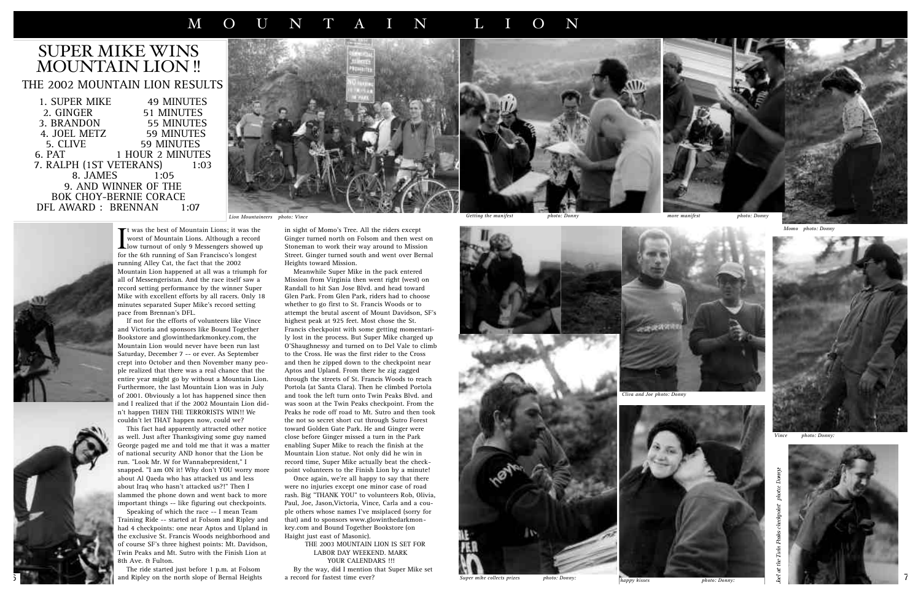# SUPER MIKE WINS MOUNTAIN LION !!

## THE 2002 MOUNTAIN LION RESULTS

1. SUPER MIKE 49 MINUTES
2. GINGER 51 MINUTES
3. BRANDON 55 MINUTES
4. JOEL METZ 59 MINUTES
5. CLIVE 59 MINUTES
6. PAT 1 HOUR 2 MINUTES
7. RALPH (1ST VETERANS) 1:03
8. JAMES 1:05
9. AND WINNER OF THE BOK CHOY-BERNIE CORACE

DFL AWARD : BRENNAN 1:07

*Lion Mountaineers photo: Vince*

*Getting the manifest photo: Donny*

*more manifest photo: Donny*

*Momo photo: Donny*

It was the best of Mountain Lions; it was the worst of Mountain Lions. Although a record low turnout of only 9 Messengers showed up for the 6th running of San Francisco's longest running Alley Cat, the fact that the 2002 Mountain Lion happened at all was a triumph for all of Messengeristan. And the race itself saw a record setting performance by the winner Super Mike with excellent efforts by all racers. Only 18 minutes separated Super Mike's record setting pace from Brennan's DFL.

If not for the efforts of volunteers like Vince and Victoria and sponsors like Bound Together Bookstore and glowinthedarkmonkey.com, the Mountain Lion would never have been run last Saturday, December 7 -- or ever. As September crept into October and then November many people realized that there was a real chance that the entire year might go by without a Mountain Lion. Furthermore, the last Mountain Lion was in July of 2001. Obviously a lot has happened since then and I realized that if the 2002 Mountain Lion didn't happen THEN THE TERRORISTS WIN!! We couldn't let THAT happen now, could we?

This fact had apparently attracted other notice as well. Just after Thanksgiving some guy named George paged me and told me that it was a matter of national security AND honor that the Lion be run. "Look Mr. W for Wannabepresident," I snapped. "I am ON it! Why don't YOU worry more about Al Qaeda who has attacked us and less about Iraq who hasn't attacked us?!" Then I slammed the phone down and went back to more important things -- like figuring out checkpoints.

Speaking of which the race -- I mean Team Training Ride -- started at Folsom and Ripley and had 4 checkpoints: one near Aptos and Upland in the exclusive St. Francis Woods neighborhood and of course SF's three highest points: Mt. Davidson, Twin Peaks and Mt. Sutro with the Finish Lion at 8th Ave. & Fulton.

The ride started just before 1 p.m. at Folsom and Ripley on the north slope of Bernal Heights in sight of Momo's Tree. All the riders except Ginger turned north on Folsom and then west on Stoneman to work their way around to Mission Street. Ginger turned south and went over Bernal Heights toward Mission.

Meanwhile Super Mike in the pack entered Mission from Virginia then went right (west) on Randall to hit San Jose Blvd. and head toward Glen Park. From Glen Park, riders had to choose whether to go first to St. Francis Woods or to attempt the brutal ascent of Mount Davidson, SF's highest peak at 925 feet. Most chose the St. Francis checkpoint with some getting momentarily lost in the process. But Super Mike charged up O'Shaughnessy and turned on to Del Vale to climb to the Cross. He was the first rider to the Cross and then he zipped down to the checkpoint near Aptos and Upland. From there he zig zagged through the streets of St. Francis Woods to reach Portola (at Santa Clara). Then he climbed Portola and took the left turn onto Twin Peaks Blvd. and was soon at the Twin Peaks checkpoint. From the Peaks he rode off road to Mt. Sutro and then took the not so secret short cut through Sutro Forest toward Golden Gate Park. He and Ginger were close before Ginger missed a turn in the Park enabling Super Mike to reach the finish at the Mountain Lion statue. Not only did he win in record time, Super Mike actually beat the checkpoint volunteers to the Finish Lion by a minute!

Once again, we're all happy to say that there were no injuries except one minor case of road rash. Big "THANK YOU" to volunteers Rob, Olivia, Paul, Joe, Jason,Victoria, Vince, Carla and a couple others whose names I've msiplaced (sorry for that) and to sponsors www.glowinthedarkmonkey.com and Bound Together Bookstore (on Haight just east of Masonic).

THE 2003 MOUNTAIN LION IS SET FOR LABOR DAY WEEKEND. MARK YOUR CALENDARS !!!

By the way, did I mention that Super Mike set a record for fastest time ever?

*Cliva and Joe photo: Donny*

*Vince photo: Donny:*

*Joel at the Twin Peaks checkpoint photo: Donny:*

*Super mike collects prizes photo: Donny:*

*happy kisses photo: Donny:*